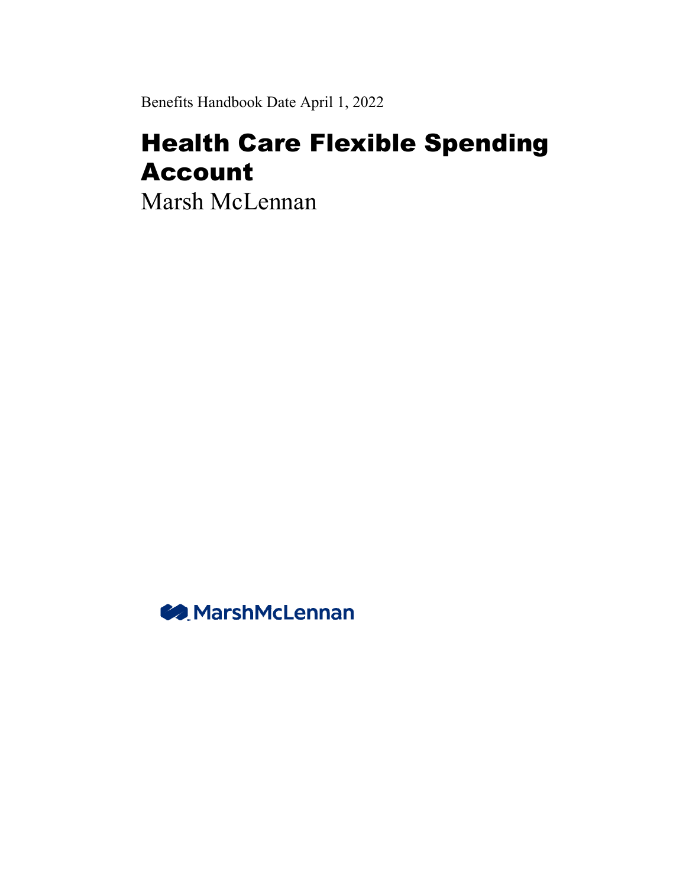Benefits Handbook Date April 1, 2022

# Health Care Flexible Spending Account

Marsh McLennan

MarshMcLennan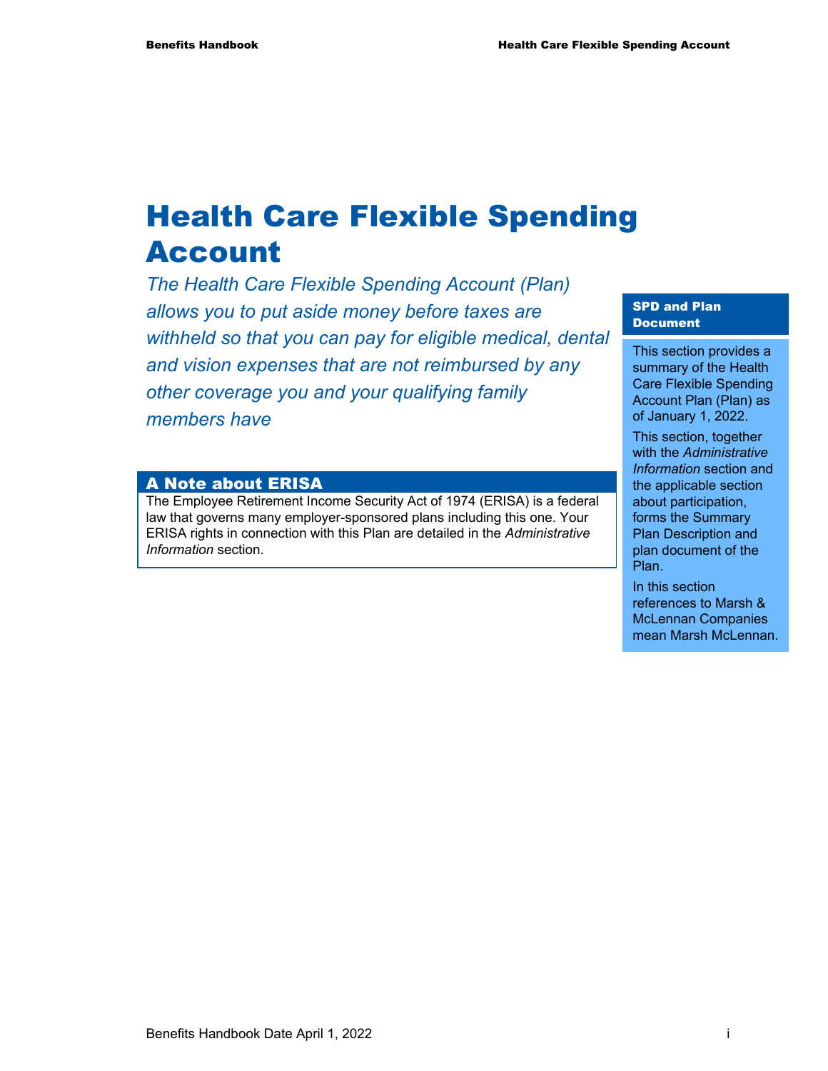# Health Care Flexible Spending Account

*The Health Care Flexible Spending Account (Plan) allows you to put aside money before taxes are withheld so that you can pay for eligible medical, dental and vision expenses that are not reimbursed by any other coverage you and your qualifying family members have*

## A Note about ERISA

The Employee Retirement Income Security Act of 1974 (ERISA) is a federal law that governs many employer-sponsored plans including this one. Your ERISA rights in connection with this Plan are detailed in the *Administrative Information* section.

**SPD and Plan Document**

This section provides a summary of the Health Care Flexible Spending Account Plan (Plan) as of January 1, 2022.

This section, together with the *Administrative Information* section and the applicable section about participation, forms the Summary Plan Description and plan document of the Plan.

In this section references to Marsh & McLennan Companies mean Marsh McLennan.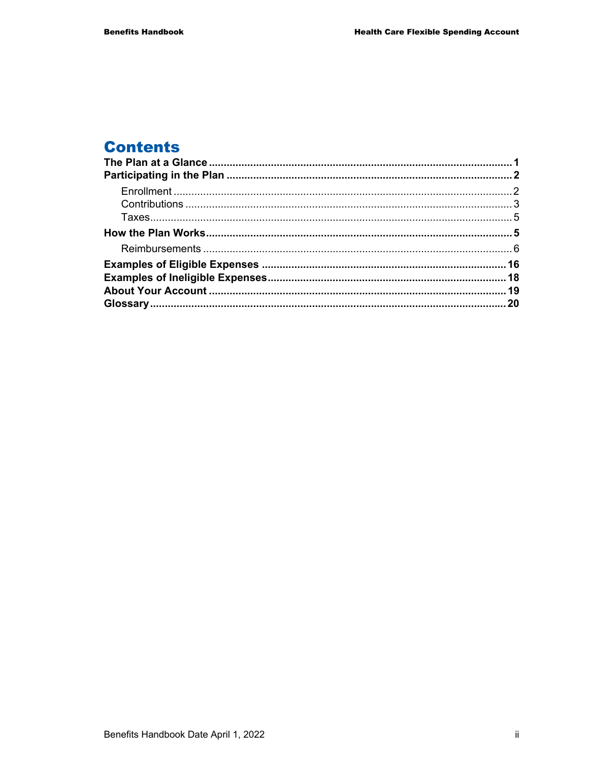# Contents

**The Plan at a Glance** ..... **1**

**Participating in the Plan** ..... **2**

- Enrollment ..... 2
- Contributions ..... 3
- Taxes ..... 5

**How the Plan Works** ..... **5**

- Reimbursements ..... 6

**Examples of Eligible Expenses** ..... **16**

**Examples of Ineligible Expenses** ..... **18**

**About Your Account** ..... **19**

**Glossary** ..... **20**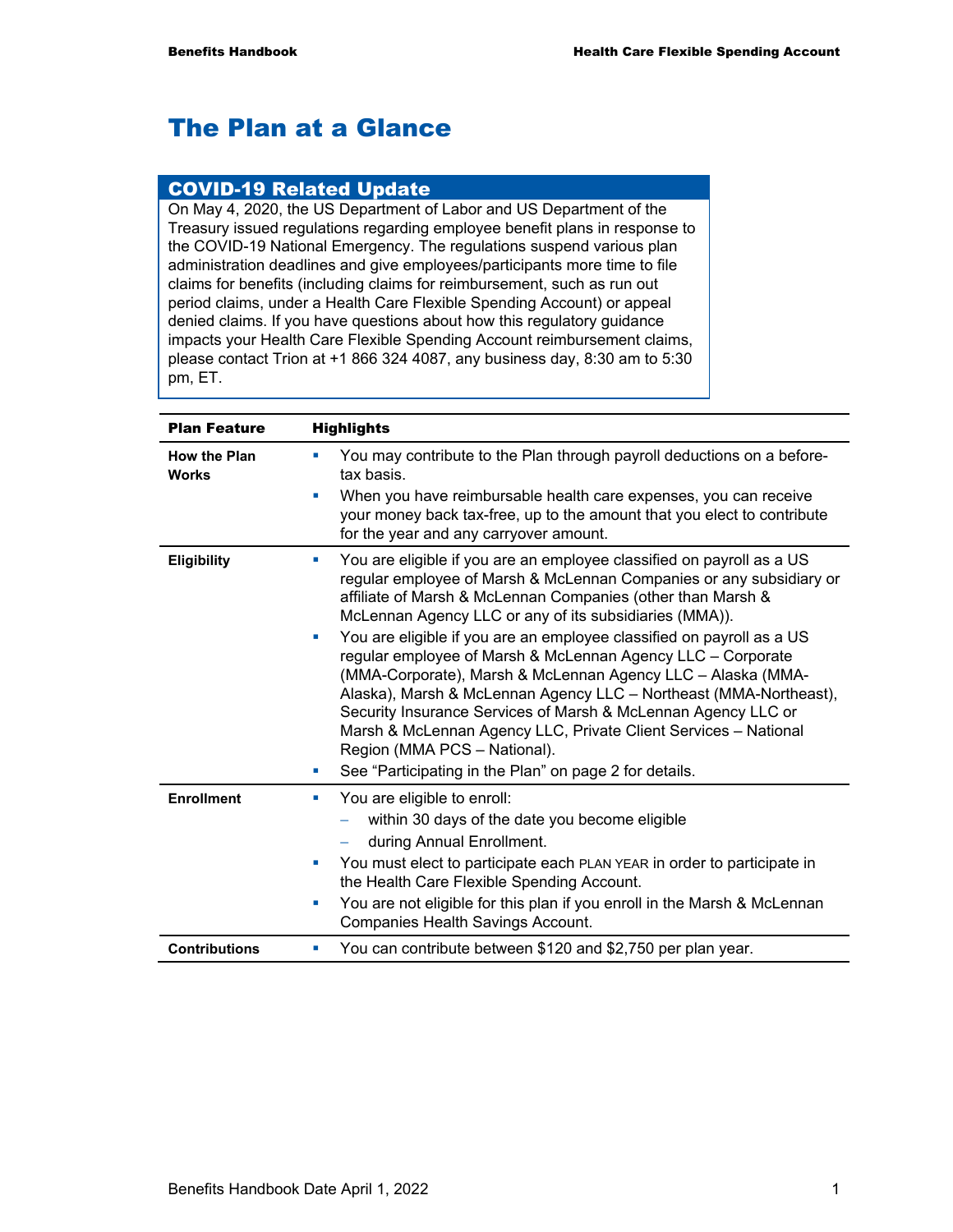# The Plan at a Glance

## COVID-19 Related Update

On May 4, 2020, the US Department of Labor and US Department of the Treasury issued regulations regarding employee benefit plans in response to the COVID-19 National Emergency. The regulations suspend various plan administration deadlines and give employees/participants more time to file claims for benefits (including claims for reimbursement, such as run out period claims, under a Health Care Flexible Spending Account) or appeal denied claims. If you have questions about how this regulatory guidance impacts your Health Care Flexible Spending Account reimbursement claims, please contact Trion at +1 866 324 4087, any business day, 8:30 am to 5:30 pm, ET.

| Plan Feature | Highlights |
|---|---|
| **How the Plan Works** | ▪ You may contribute to the Plan through payroll deductions on a before-tax basis.<br>▪ When you have reimbursable health care expenses, you can receive your money back tax-free, up to the amount that you elect to contribute for the year and any carryover amount. |
| **Eligibility** | ▪ You are eligible if you are an employee classified on payroll as a US regular employee of Marsh & McLennan Companies or any subsidiary or affiliate of Marsh & McLennan Companies (other than Marsh & McLennan Agency LLC or any of its subsidiaries (MMA)).<br>▪ You are eligible if you are an employee classified on payroll as a US regular employee of Marsh & McLennan Agency LLC – Corporate (MMA-Corporate), Marsh & McLennan Agency LLC – Alaska (MMA-Alaska), Marsh & McLennan Agency LLC – Northeast (MMA-Northeast), Security Insurance Services of Marsh & McLennan Agency LLC or Marsh & McLennan Agency LLC, Private Client Services – National Region (MMA PCS – National).<br>▪ See "Participating in the Plan" on page 2 for details. |
| **Enrollment** | ▪ You are eligible to enroll:<br>– within 30 days of the date you become eligible<br>– during Annual Enrollment.<br>▪ You must elect to participate each PLAN YEAR in order to participate in the Health Care Flexible Spending Account.<br>▪ You are not eligible for this plan if you enroll in the Marsh & McLennan Companies Health Savings Account. |
| **Contributions** | ▪ You can contribute between $120 and $2,750 per plan year. |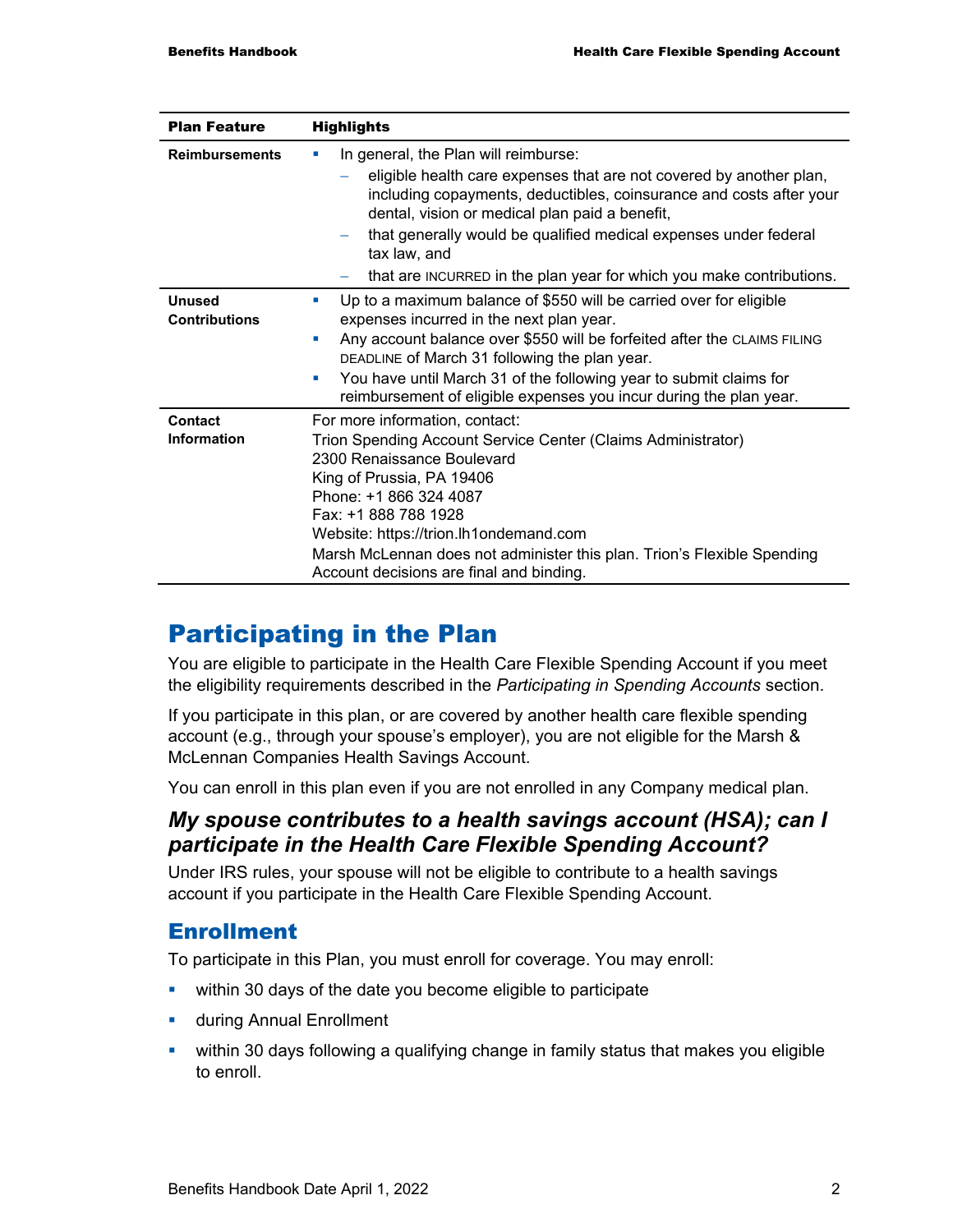| Plan Feature | Highlights |
|---|---|
| **Reimbursements** | ▪ In general, the Plan will reimburse:<br>– eligible health care expenses that are not covered by another plan, including copayments, deductibles, coinsurance and costs after your dental, vision or medical plan paid a benefit,<br>– that generally would be qualified medical expenses under federal tax law, and<br>– that are INCURRED in the plan year for which you make contributions. |
| **Unused Contributions** | ▪ Up to a maximum balance of $550 will be carried over for eligible expenses incurred in the next plan year.<br>▪ Any account balance over $550 will be forfeited after the CLAIMS FILING DEADLINE of March 31 following the plan year.<br>▪ You have until March 31 of the following year to submit claims for reimbursement of eligible expenses you incur during the plan year. |
| **Contact Information** | For more information, contact:<br>Trion Spending Account Service Center (Claims Administrator)<br>2300 Renaissance Boulevard<br>King of Prussia, PA 19406<br>Phone: +1 866 324 4087<br>Fax: +1 888 788 1928<br>Website: https://trion.lh1ondemand.com<br>Marsh McLennan does not administer this plan. Trion's Flexible Spending Account decisions are final and binding. |

# Participating in the Plan

You are eligible to participate in the Health Care Flexible Spending Account if you meet the eligibility requirements described in the *Participating in Spending Accounts* section.

If you participate in this plan, or are covered by another health care flexible spending account (e.g., through your spouse's employer), you are not eligible for the Marsh & McLennan Companies Health Savings Account.

You can enroll in this plan even if you are not enrolled in any Company medical plan.

### *My spouse contributes to a health savings account (HSA); can I participate in the Health Care Flexible Spending Account?*

Under IRS rules, your spouse will not be eligible to contribute to a health savings account if you participate in the Health Care Flexible Spending Account.

## Enrollment

To participate in this Plan, you must enroll for coverage. You may enroll:

- within 30 days of the date you become eligible to participate
- during Annual Enrollment
- within 30 days following a qualifying change in family status that makes you eligible to enroll.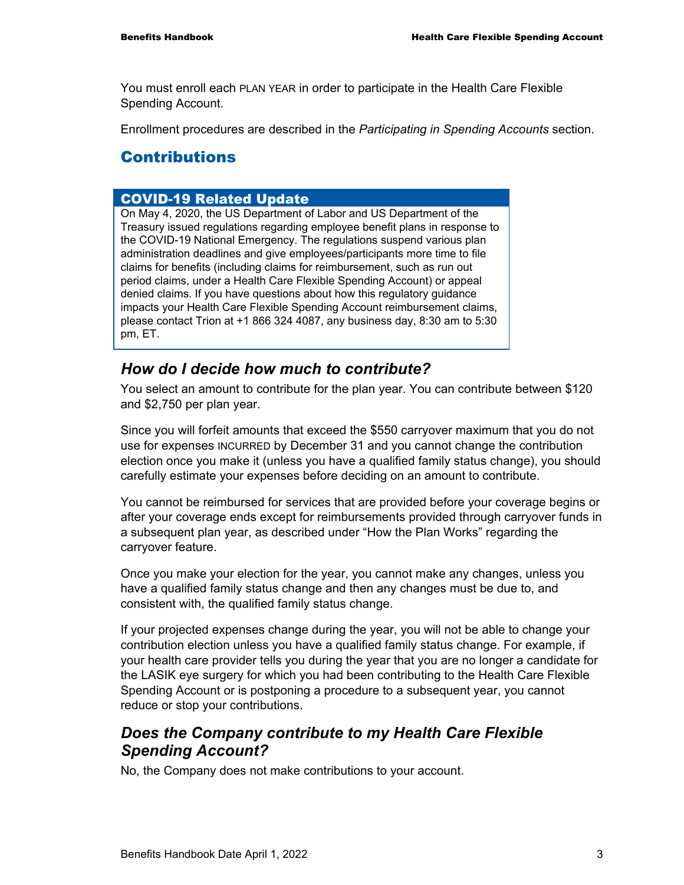You must enroll each PLAN YEAR in order to participate in the Health Care Flexible Spending Account.

Enrollment procedures are described in the *Participating in Spending Accounts* section.

## Contributions

### COVID-19 Related Update

On May 4, 2020, the US Department of Labor and US Department of the Treasury issued regulations regarding employee benefit plans in response to the COVID-19 National Emergency. The regulations suspend various plan administration deadlines and give employees/participants more time to file claims for benefits (including claims for reimbursement, such as run out period claims, under a Health Care Flexible Spending Account) or appeal denied claims. If you have questions about how this regulatory guidance impacts your Health Care Flexible Spending Account reimbursement claims, please contact Trion at +1 866 324 4087, any business day, 8:30 am to 5:30 pm, ET.

### *How do I decide how much to contribute?*

You select an amount to contribute for the plan year. You can contribute between $120 and $2,750 per plan year.

Since you will forfeit amounts that exceed the $550 carryover maximum that you do not use for expenses INCURRED by December 31 and you cannot change the contribution election once you make it (unless you have a qualified family status change), you should carefully estimate your expenses before deciding on an amount to contribute.

You cannot be reimbursed for services that are provided before your coverage begins or after your coverage ends except for reimbursements provided through carryover funds in a subsequent plan year, as described under "How the Plan Works" regarding the carryover feature.

Once you make your election for the year, you cannot make any changes, unless you have a qualified family status change and then any changes must be due to, and consistent with, the qualified family status change.

If your projected expenses change during the year, you will not be able to change your contribution election unless you have a qualified family status change. For example, if your health care provider tells you during the year that you are no longer a candidate for the LASIK eye surgery for which you had been contributing to the Health Care Flexible Spending Account or is postponing a procedure to a subsequent year, you cannot reduce or stop your contributions.

### *Does the Company contribute to my Health Care Flexible Spending Account?*

No, the Company does not make contributions to your account.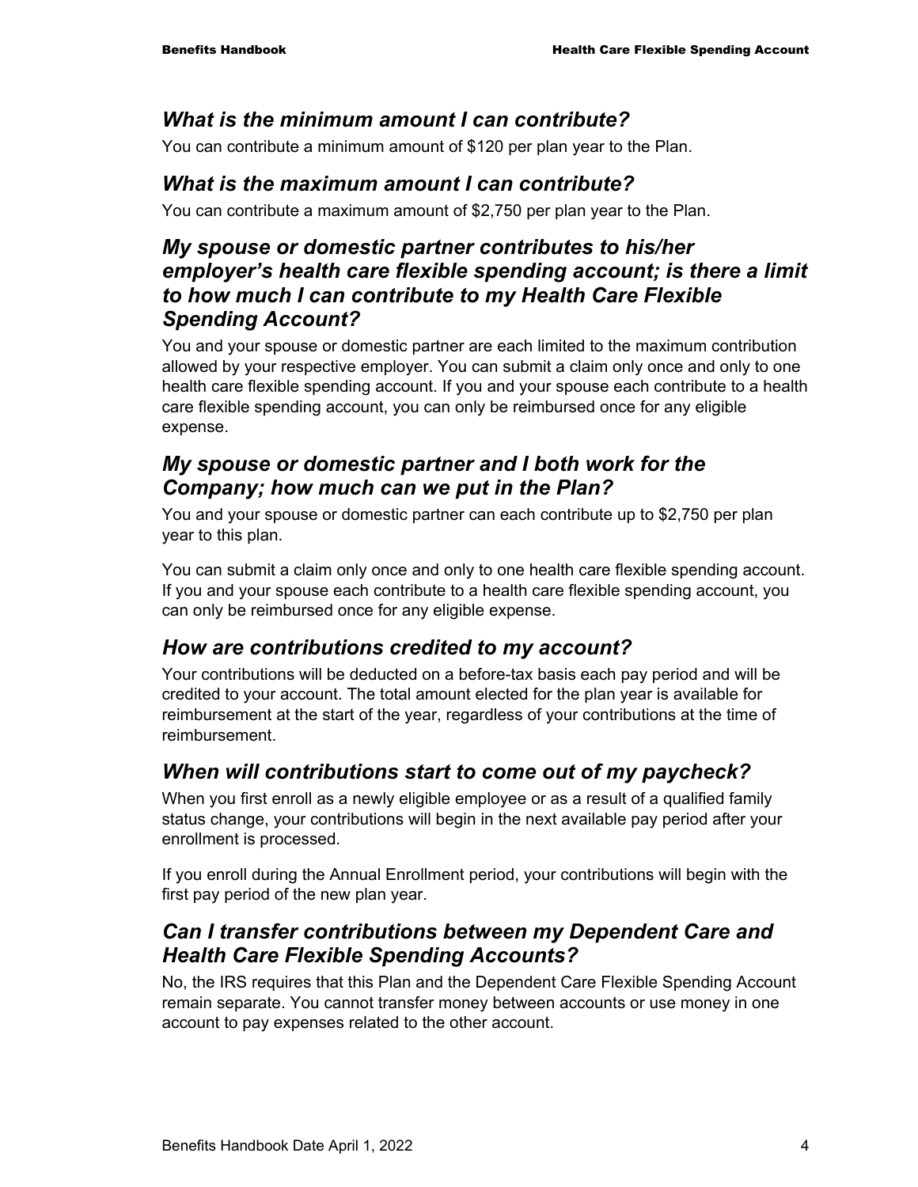### *What is the minimum amount I can contribute?*

You can contribute a minimum amount of $120 per plan year to the Plan.

### *What is the maximum amount I can contribute?*

You can contribute a maximum amount of $2,750 per plan year to the Plan.

### *My spouse or domestic partner contributes to his/her employer's health care flexible spending account; is there a limit to how much I can contribute to my Health Care Flexible Spending Account?*

You and your spouse or domestic partner are each limited to the maximum contribution allowed by your respective employer. You can submit a claim only once and only to one health care flexible spending account. If you and your spouse each contribute to a health care flexible spending account, you can only be reimbursed once for any eligible expense.

### *My spouse or domestic partner and I both work for the Company; how much can we put in the Plan?*

You and your spouse or domestic partner can each contribute up to $2,750 per plan year to this plan.

You can submit a claim only once and only to one health care flexible spending account. If you and your spouse each contribute to a health care flexible spending account, you can only be reimbursed once for any eligible expense.

### *How are contributions credited to my account?*

Your contributions will be deducted on a before-tax basis each pay period and will be credited to your account. The total amount elected for the plan year is available for reimbursement at the start of the year, regardless of your contributions at the time of reimbursement.

### *When will contributions start to come out of my paycheck?*

When you first enroll as a newly eligible employee or as a result of a qualified family status change, your contributions will begin in the next available pay period after your enrollment is processed.

If you enroll during the Annual Enrollment period, your contributions will begin with the first pay period of the new plan year.

### *Can I transfer contributions between my Dependent Care and Health Care Flexible Spending Accounts?*

No, the IRS requires that this Plan and the Dependent Care Flexible Spending Account remain separate. You cannot transfer money between accounts or use money in one account to pay expenses related to the other account.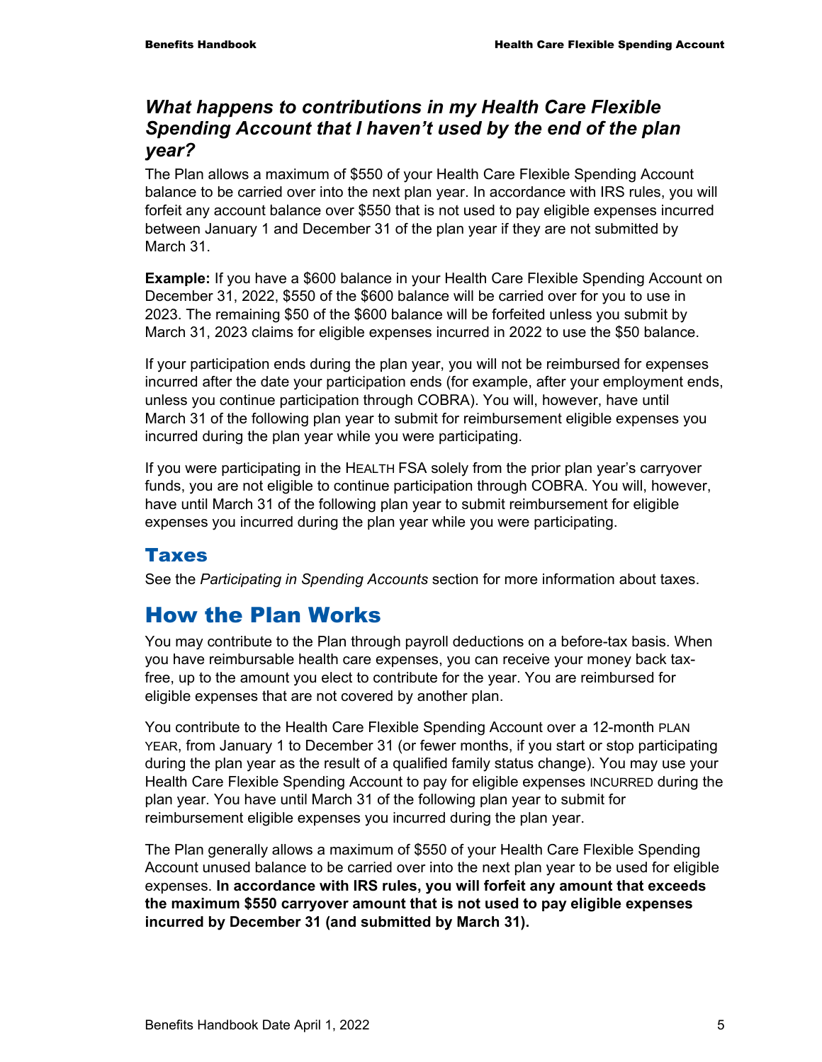### *What happens to contributions in my Health Care Flexible Spending Account that I haven't used by the end of the plan year?*

The Plan allows a maximum of $550 of your Health Care Flexible Spending Account balance to be carried over into the next plan year. In accordance with IRS rules, you will forfeit any account balance over $550 that is not used to pay eligible expenses incurred between January 1 and December 31 of the plan year if they are not submitted by March 31.

**Example:** If you have a $600 balance in your Health Care Flexible Spending Account on December 31, 2022, $550 of the $600 balance will be carried over for you to use in 2023. The remaining $50 of the $600 balance will be forfeited unless you submit by March 31, 2023 claims for eligible expenses incurred in 2022 to use the $50 balance.

If your participation ends during the plan year, you will not be reimbursed for expenses incurred after the date your participation ends (for example, after your employment ends, unless you continue participation through COBRA). You will, however, have until March 31 of the following plan year to submit for reimbursement eligible expenses you incurred during the plan year while you were participating.

If you were participating in the HEALTH FSA solely from the prior plan year's carryover funds, you are not eligible to continue participation through COBRA. You will, however, have until March 31 of the following plan year to submit reimbursement for eligible expenses you incurred during the plan year while you were participating.

## Taxes

See the *Participating in Spending Accounts* section for more information about taxes.

# How the Plan Works

You may contribute to the Plan through payroll deductions on a before-tax basis. When you have reimbursable health care expenses, you can receive your money back tax-free, up to the amount you elect to contribute for the year. You are reimbursed for eligible expenses that are not covered by another plan.

You contribute to the Health Care Flexible Spending Account over a 12-month PLAN YEAR, from January 1 to December 31 (or fewer months, if you start or stop participating during the plan year as the result of a qualified family status change). You may use your Health Care Flexible Spending Account to pay for eligible expenses INCURRED during the plan year. You have until March 31 of the following plan year to submit for reimbursement eligible expenses you incurred during the plan year.

The Plan generally allows a maximum of $550 of your Health Care Flexible Spending Account unused balance to be carried over into the next plan year to be used for eligible expenses. **In accordance with IRS rules, you will forfeit any amount that exceeds the maximum $550 carryover amount that is not used to pay eligible expenses incurred by December 31 (and submitted by March 31).**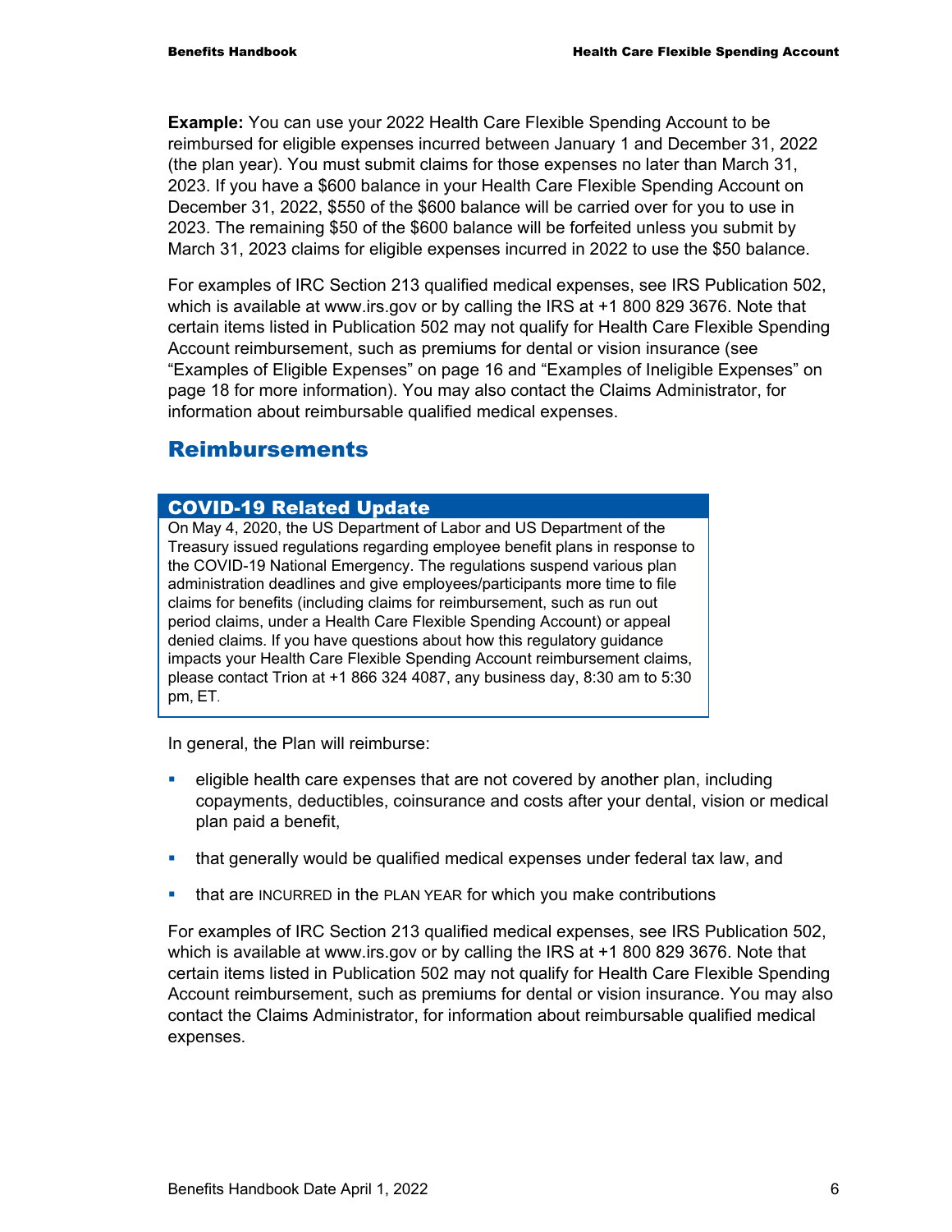**Example:** You can use your 2022 Health Care Flexible Spending Account to be reimbursed for eligible expenses incurred between January 1 and December 31, 2022 (the plan year). You must submit claims for those expenses no later than March 31, 2023. If you have a $600 balance in your Health Care Flexible Spending Account on December 31, 2022, $550 of the $600 balance will be carried over for you to use in 2023. The remaining $50 of the $600 balance will be forfeited unless you submit by March 31, 2023 claims for eligible expenses incurred in 2022 to use the $50 balance.

For examples of IRC Section 213 qualified medical expenses, see IRS Publication 502, which is available at www.irs.gov or by calling the IRS at +1 800 829 3676. Note that certain items listed in Publication 502 may not qualify for Health Care Flexible Spending Account reimbursement, such as premiums for dental or vision insurance (see "Examples of Eligible Expenses" on page 16 and "Examples of Ineligible Expenses" on page 18 for more information). You may also contact the Claims Administrator, for information about reimbursable qualified medical expenses.

## Reimbursements

### COVID-19 Related Update

On May 4, 2020, the US Department of Labor and US Department of the Treasury issued regulations regarding employee benefit plans in response to the COVID-19 National Emergency. The regulations suspend various plan administration deadlines and give employees/participants more time to file claims for benefits (including claims for reimbursement, such as run out period claims, under a Health Care Flexible Spending Account) or appeal denied claims. If you have questions about how this regulatory guidance impacts your Health Care Flexible Spending Account reimbursement claims, please contact Trion at +1 866 324 4087, any business day, 8:30 am to 5:30 pm, ET.

In general, the Plan will reimburse:

- eligible health care expenses that are not covered by another plan, including copayments, deductibles, coinsurance and costs after your dental, vision or medical plan paid a benefit,
- that generally would be qualified medical expenses under federal tax law, and
- that are INCURRED in the PLAN YEAR for which you make contributions

For examples of IRC Section 213 qualified medical expenses, see IRS Publication 502, which is available at www.irs.gov or by calling the IRS at +1 800 829 3676. Note that certain items listed in Publication 502 may not qualify for Health Care Flexible Spending Account reimbursement, such as premiums for dental or vision insurance. You may also contact the Claims Administrator, for information about reimbursable qualified medical expenses.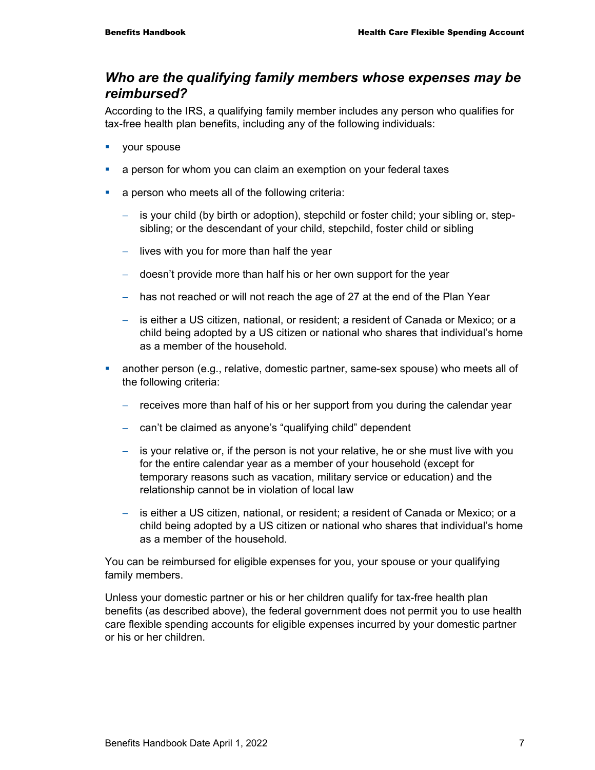## *Who are the qualifying family members whose expenses may be reimbursed?*

According to the IRS, a qualifying family member includes any person who qualifies for tax-free health plan benefits, including any of the following individuals:

- your spouse
- a person for whom you can claim an exemption on your federal taxes
- a person who meets all of the following criteria:
  - is your child (by birth or adoption), stepchild or foster child; your sibling or, step-sibling; or the descendant of your child, stepchild, foster child or sibling
  - lives with you for more than half the year
  - doesn't provide more than half his or her own support for the year
  - has not reached or will not reach the age of 27 at the end of the Plan Year
  - is either a US citizen, national, or resident; a resident of Canada or Mexico; or a child being adopted by a US citizen or national who shares that individual's home as a member of the household.
- another person (e.g., relative, domestic partner, same-sex spouse) who meets all of the following criteria:
  - receives more than half of his or her support from you during the calendar year
  - can't be claimed as anyone's "qualifying child" dependent
  - is your relative or, if the person is not your relative, he or she must live with you for the entire calendar year as a member of your household (except for temporary reasons such as vacation, military service or education) and the relationship cannot be in violation of local law
  - is either a US citizen, national, or resident; a resident of Canada or Mexico; or a child being adopted by a US citizen or national who shares that individual's home as a member of the household.

You can be reimbursed for eligible expenses for you, your spouse or your qualifying family members.

Unless your domestic partner or his or her children qualify for tax-free health plan benefits (as described above), the federal government does not permit you to use health care flexible spending accounts for eligible expenses incurred by your domestic partner or his or her children.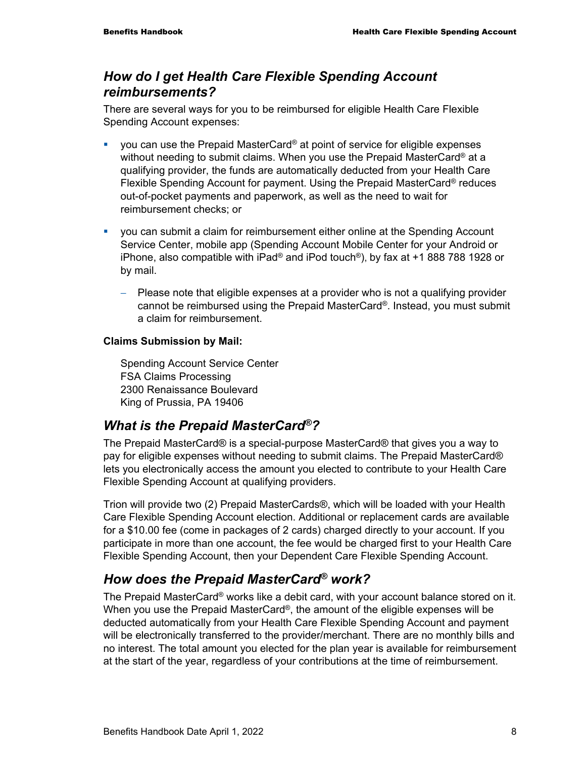## *How do I get Health Care Flexible Spending Account reimbursements?*

There are several ways for you to be reimbursed for eligible Health Care Flexible Spending Account expenses:

- you can use the Prepaid MasterCard® at point of service for eligible expenses without needing to submit claims. When you use the Prepaid MasterCard® at a qualifying provider, the funds are automatically deducted from your Health Care Flexible Spending Account for payment. Using the Prepaid MasterCard® reduces out-of-pocket payments and paperwork, as well as the need to wait for reimbursement checks; or
- you can submit a claim for reimbursement either online at the Spending Account Service Center, mobile app (Spending Account Mobile Center for your Android or iPhone, also compatible with iPad® and iPod touch®), by fax at +1 888 788 1928 or by mail.
  - Please note that eligible expenses at a provider who is not a qualifying provider cannot be reimbursed using the Prepaid MasterCard®. Instead, you must submit a claim for reimbursement.

**Claims Submission by Mail:**

Spending Account Service Center
FSA Claims Processing
2300 Renaissance Boulevard
King of Prussia, PA 19406

## *What is the Prepaid MasterCard®?*

The Prepaid MasterCard® is a special-purpose MasterCard® that gives you a way to pay for eligible expenses without needing to submit claims. The Prepaid MasterCard® lets you electronically access the amount you elected to contribute to your Health Care Flexible Spending Account at qualifying providers.

Trion will provide two (2) Prepaid MasterCards®, which will be loaded with your Health Care Flexible Spending Account election. Additional or replacement cards are available for a $10.00 fee (come in packages of 2 cards) charged directly to your account. If you participate in more than one account, the fee would be charged first to your Health Care Flexible Spending Account, then your Dependent Care Flexible Spending Account.

## *How does the Prepaid MasterCard® work?*

The Prepaid MasterCard® works like a debit card, with your account balance stored on it. When you use the Prepaid MasterCard®, the amount of the eligible expenses will be deducted automatically from your Health Care Flexible Spending Account and payment will be electronically transferred to the provider/merchant. There are no monthly bills and no interest. The total amount you elected for the plan year is available for reimbursement at the start of the year, regardless of your contributions at the time of reimbursement.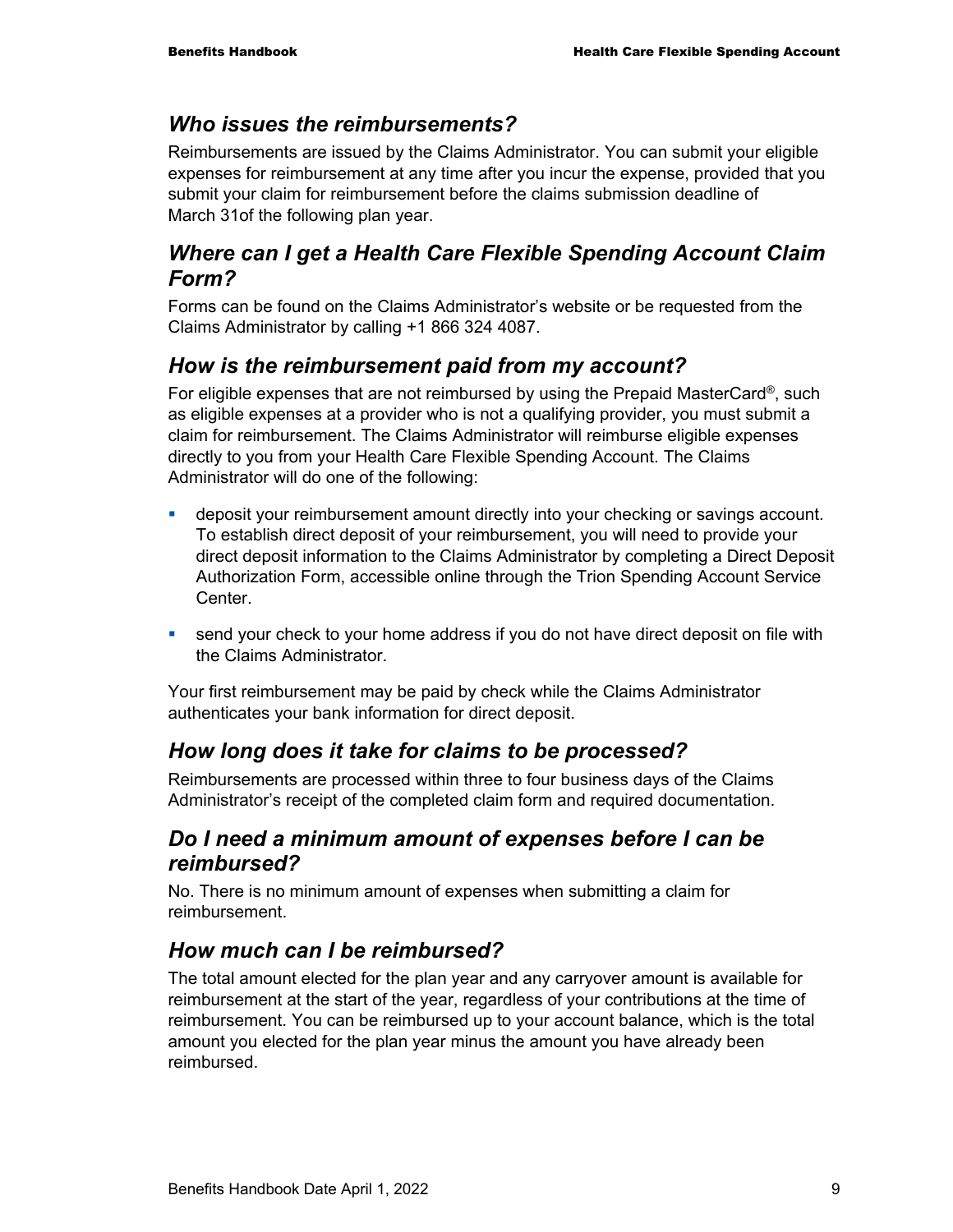## *Who issues the reimbursements?*

Reimbursements are issued by the Claims Administrator. You can submit your eligible expenses for reimbursement at any time after you incur the expense, provided that you submit your claim for reimbursement before the claims submission deadline of March 31of the following plan year.

## *Where can I get a Health Care Flexible Spending Account Claim Form?*

Forms can be found on the Claims Administrator's website or be requested from the Claims Administrator by calling +1 866 324 4087.

## *How is the reimbursement paid from my account?*

For eligible expenses that are not reimbursed by using the Prepaid MasterCard®, such as eligible expenses at a provider who is not a qualifying provider, you must submit a claim for reimbursement. The Claims Administrator will reimburse eligible expenses directly to you from your Health Care Flexible Spending Account. The Claims Administrator will do one of the following:

- deposit your reimbursement amount directly into your checking or savings account. To establish direct deposit of your reimbursement, you will need to provide your direct deposit information to the Claims Administrator by completing a Direct Deposit Authorization Form, accessible online through the Trion Spending Account Service Center.
- send your check to your home address if you do not have direct deposit on file with the Claims Administrator.

Your first reimbursement may be paid by check while the Claims Administrator authenticates your bank information for direct deposit.

## *How long does it take for claims to be processed?*

Reimbursements are processed within three to four business days of the Claims Administrator's receipt of the completed claim form and required documentation.

## *Do I need a minimum amount of expenses before I can be reimbursed?*

No. There is no minimum amount of expenses when submitting a claim for reimbursement.

## *How much can I be reimbursed?*

The total amount elected for the plan year and any carryover amount is available for reimbursement at the start of the year, regardless of your contributions at the time of reimbursement. You can be reimbursed up to your account balance, which is the total amount you elected for the plan year minus the amount you have already been reimbursed.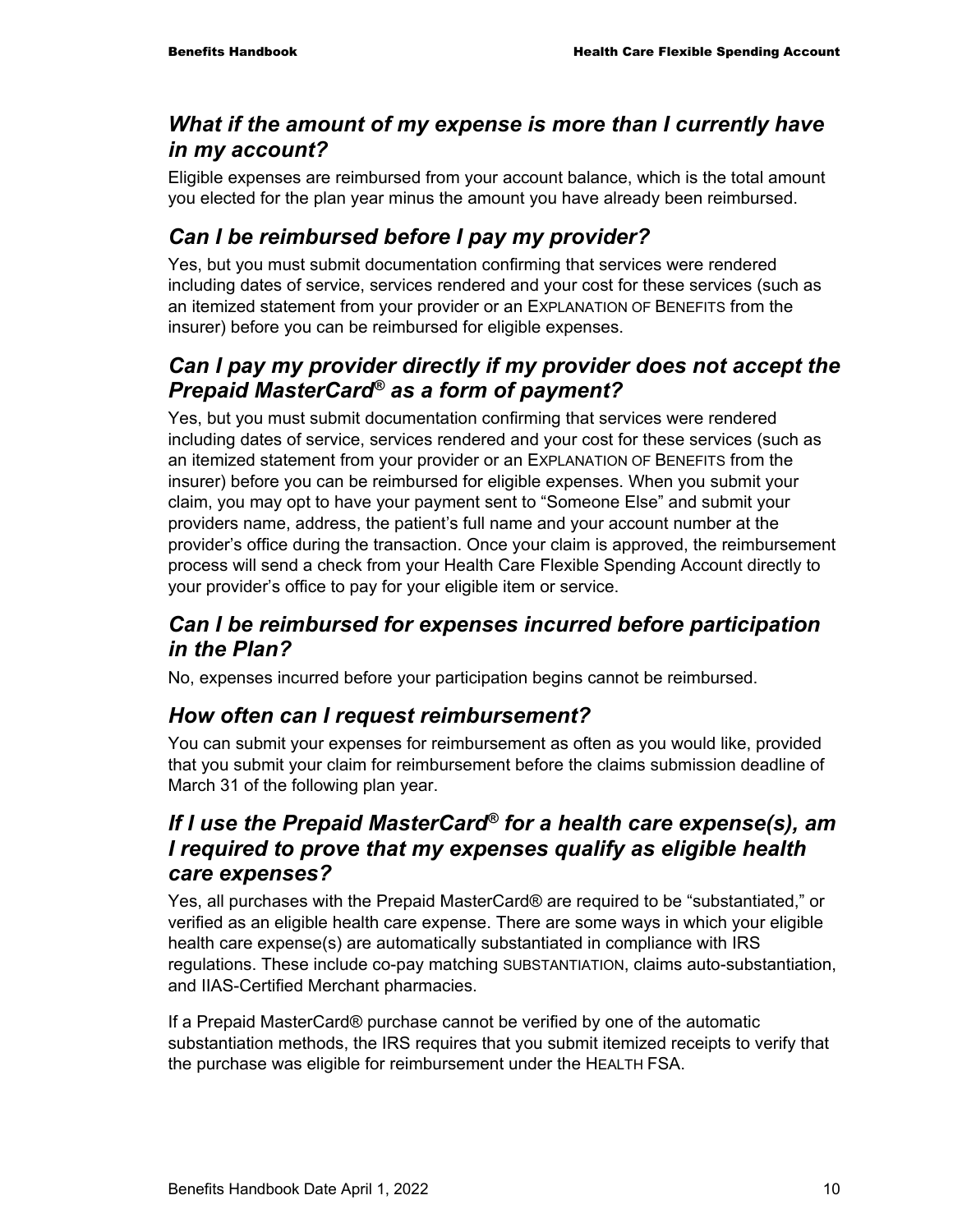### *What if the amount of my expense is more than I currently have in my account?*

Eligible expenses are reimbursed from your account balance, which is the total amount you elected for the plan year minus the amount you have already been reimbursed.

### *Can I be reimbursed before I pay my provider?*

Yes, but you must submit documentation confirming that services were rendered including dates of service, services rendered and your cost for these services (such as an itemized statement from your provider or an EXPLANATION OF BENEFITS from the insurer) before you can be reimbursed for eligible expenses.

### *Can I pay my provider directly if my provider does not accept the Prepaid MasterCard® as a form of payment?*

Yes, but you must submit documentation confirming that services were rendered including dates of service, services rendered and your cost for these services (such as an itemized statement from your provider or an EXPLANATION OF BENEFITS from the insurer) before you can be reimbursed for eligible expenses. When you submit your claim, you may opt to have your payment sent to "Someone Else" and submit your providers name, address, the patient's full name and your account number at the provider's office during the transaction. Once your claim is approved, the reimbursement process will send a check from your Health Care Flexible Spending Account directly to your provider's office to pay for your eligible item or service.

### *Can I be reimbursed for expenses incurred before participation in the Plan?*

No, expenses incurred before your participation begins cannot be reimbursed.

### *How often can I request reimbursement?*

You can submit your expenses for reimbursement as often as you would like, provided that you submit your claim for reimbursement before the claims submission deadline of March 31 of the following plan year.

### *If I use the Prepaid MasterCard® for a health care expense(s), am I required to prove that my expenses qualify as eligible health care expenses?*

Yes, all purchases with the Prepaid MasterCard® are required to be "substantiated," or verified as an eligible health care expense. There are some ways in which your eligible health care expense(s) are automatically substantiated in compliance with IRS regulations. These include co-pay matching SUBSTANTIATION, claims auto-substantiation, and IIAS-Certified Merchant pharmacies.

If a Prepaid MasterCard® purchase cannot be verified by one of the automatic substantiation methods, the IRS requires that you submit itemized receipts to verify that the purchase was eligible for reimbursement under the HEALTH FSA.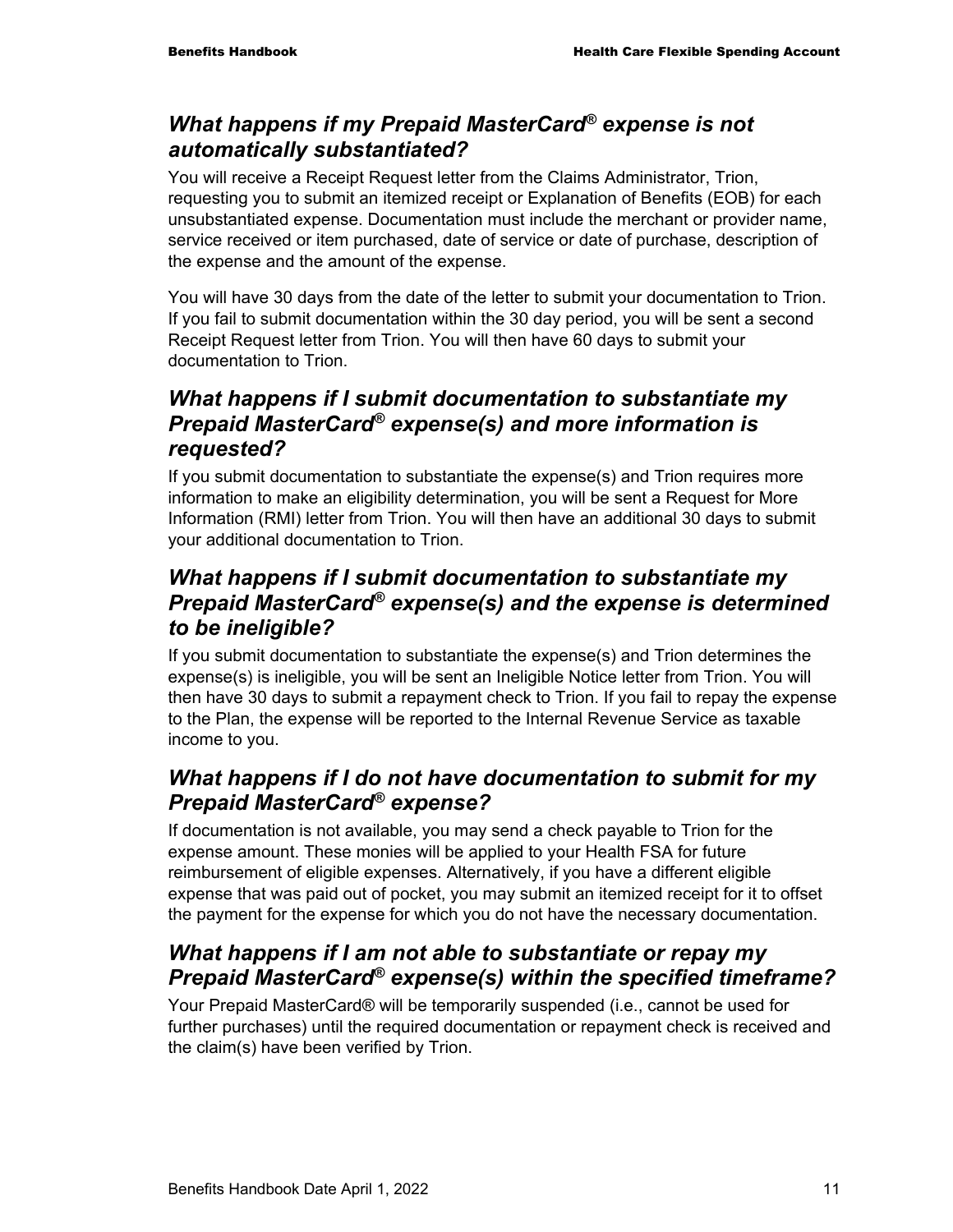### *What happens if my Prepaid MasterCard® expense is not automatically substantiated?*

You will receive a Receipt Request letter from the Claims Administrator, Trion, requesting you to submit an itemized receipt or Explanation of Benefits (EOB) for each unsubstantiated expense. Documentation must include the merchant or provider name, service received or item purchased, date of service or date of purchase, description of the expense and the amount of the expense.

You will have 30 days from the date of the letter to submit your documentation to Trion. If you fail to submit documentation within the 30 day period, you will be sent a second Receipt Request letter from Trion. You will then have 60 days to submit your documentation to Trion.

### *What happens if I submit documentation to substantiate my Prepaid MasterCard® expense(s) and more information is requested?*

If you submit documentation to substantiate the expense(s) and Trion requires more information to make an eligibility determination, you will be sent a Request for More Information (RMI) letter from Trion. You will then have an additional 30 days to submit your additional documentation to Trion.

### *What happens if I submit documentation to substantiate my Prepaid MasterCard® expense(s) and the expense is determined to be ineligible?*

If you submit documentation to substantiate the expense(s) and Trion determines the expense(s) is ineligible, you will be sent an Ineligible Notice letter from Trion. You will then have 30 days to submit a repayment check to Trion. If you fail to repay the expense to the Plan, the expense will be reported to the Internal Revenue Service as taxable income to you.

### *What happens if I do not have documentation to submit for my Prepaid MasterCard® expense?*

If documentation is not available, you may send a check payable to Trion for the expense amount. These monies will be applied to your Health FSA for future reimbursement of eligible expenses. Alternatively, if you have a different eligible expense that was paid out of pocket, you may submit an itemized receipt for it to offset the payment for the expense for which you do not have the necessary documentation.

### *What happens if I am not able to substantiate or repay my Prepaid MasterCard® expense(s) within the specified timeframe?*

Your Prepaid MasterCard® will be temporarily suspended (i.e., cannot be used for further purchases) until the required documentation or repayment check is received and the claim(s) have been verified by Trion.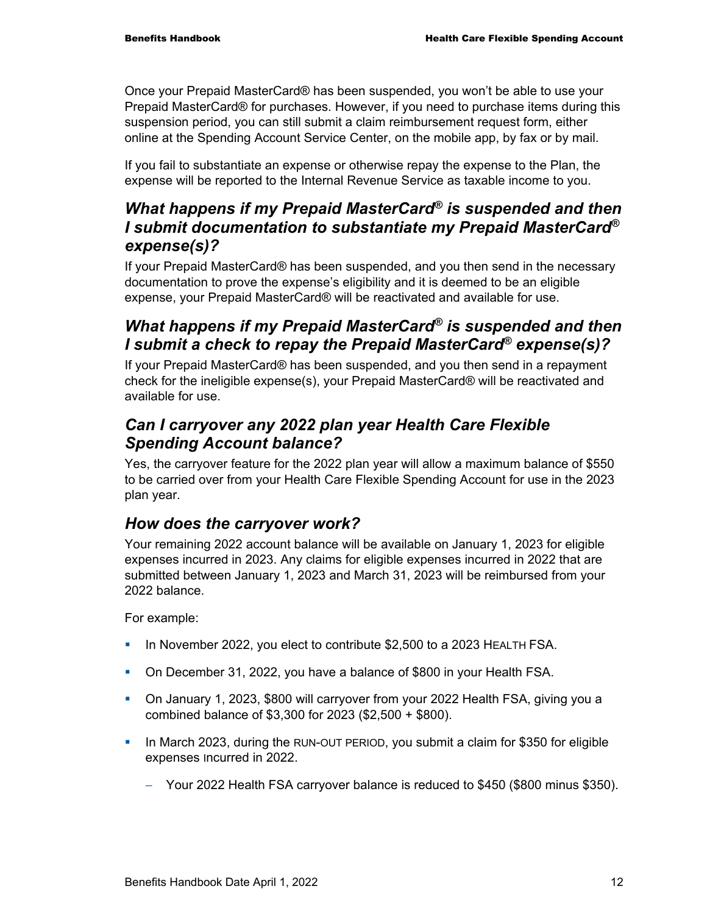Once your Prepaid MasterCard® has been suspended, you won't be able to use your Prepaid MasterCard® for purchases. However, if you need to purchase items during this suspension period, you can still submit a claim reimbursement request form, either online at the Spending Account Service Center, on the mobile app, by fax or by mail.

If you fail to substantiate an expense or otherwise repay the expense to the Plan, the expense will be reported to the Internal Revenue Service as taxable income to you.

### *What happens if my Prepaid MasterCard® is suspended and then I submit documentation to substantiate my Prepaid MasterCard® expense(s)?*

If your Prepaid MasterCard® has been suspended, and you then send in the necessary documentation to prove the expense's eligibility and it is deemed to be an eligible expense, your Prepaid MasterCard® will be reactivated and available for use.

### *What happens if my Prepaid MasterCard® is suspended and then I submit a check to repay the Prepaid MasterCard® expense(s)?*

If your Prepaid MasterCard® has been suspended, and you then send in a repayment check for the ineligible expense(s), your Prepaid MasterCard® will be reactivated and available for use.

### *Can I carryover any 2022 plan year Health Care Flexible Spending Account balance?*

Yes, the carryover feature for the 2022 plan year will allow a maximum balance of $550 to be carried over from your Health Care Flexible Spending Account for use in the 2023 plan year.

### *How does the carryover work?*

Your remaining 2022 account balance will be available on January 1, 2023 for eligible expenses incurred in 2023. Any claims for eligible expenses incurred in 2022 that are submitted between January 1, 2023 and March 31, 2023 will be reimbursed from your 2022 balance.

For example:

- In November 2022, you elect to contribute $2,500 to a 2023 HEALTH FSA.
- On December 31, 2022, you have a balance of $800 in your Health FSA.
- On January 1, 2023, $800 will carryover from your 2022 Health FSA, giving you a combined balance of $3,300 for 2023 ($2,500 + $800).
- In March 2023, during the RUN-OUT PERIOD, you submit a claim for $350 for eligible expenses incurred in 2022.
  - Your 2022 Health FSA carryover balance is reduced to $450 ($800 minus $350).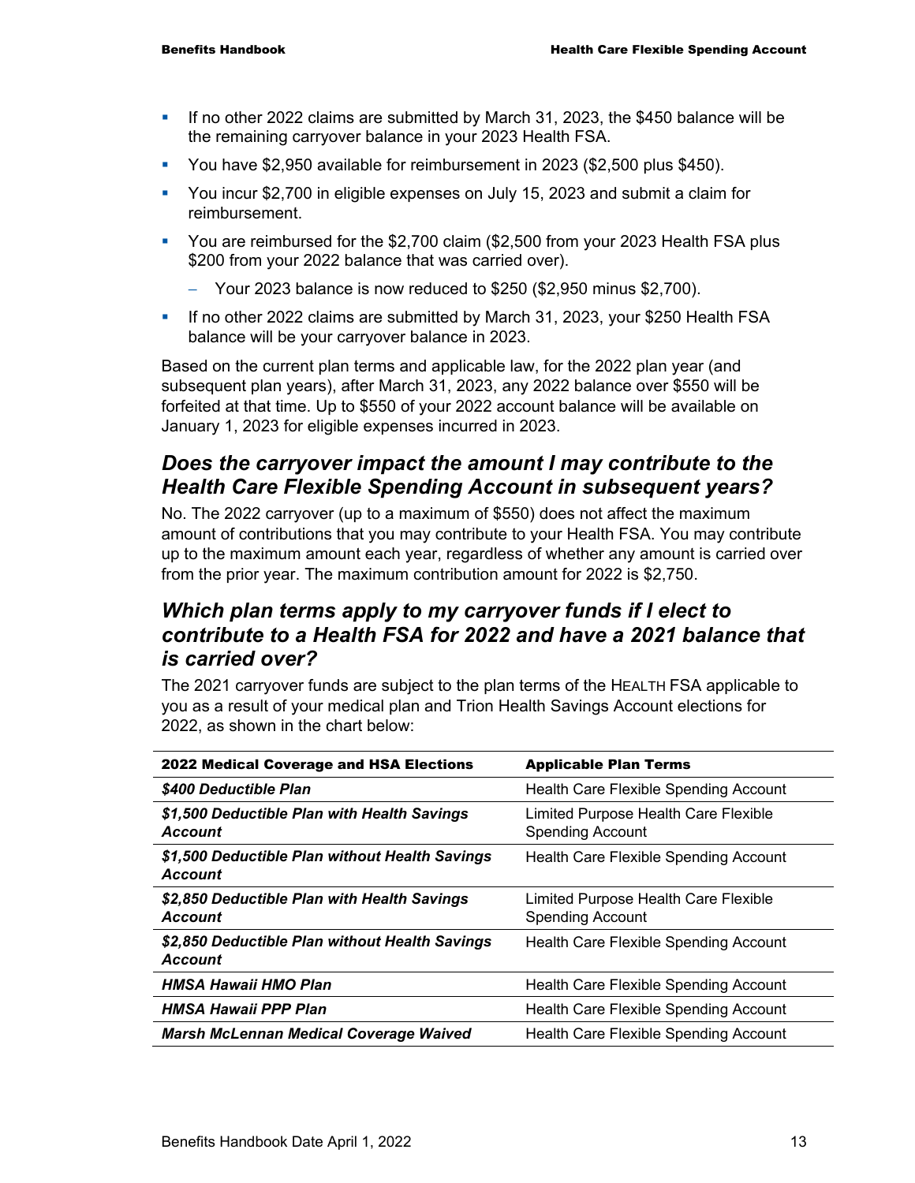- If no other 2022 claims are submitted by March 31, 2023, the $450 balance will be the remaining carryover balance in your 2023 Health FSA.
- You have $2,950 available for reimbursement in 2023 ($2,500 plus $450).
- You incur $2,700 in eligible expenses on July 15, 2023 and submit a claim for reimbursement.
- You are reimbursed for the $2,700 claim ($2,500 from your 2023 Health FSA plus $200 from your 2022 balance that was carried over).
  - Your 2023 balance is now reduced to $250 ($2,950 minus $2,700).
- If no other 2022 claims are submitted by March 31, 2023, your $250 Health FSA balance will be your carryover balance in 2023.

Based on the current plan terms and applicable law, for the 2022 plan year (and subsequent plan years), after March 31, 2023, any 2022 balance over $550 will be forfeited at that time. Up to $550 of your 2022 account balance will be available on January 1, 2023 for eligible expenses incurred in 2023.

## *Does the carryover impact the amount I may contribute to the Health Care Flexible Spending Account in subsequent years?*

No. The 2022 carryover (up to a maximum of $550) does not affect the maximum amount of contributions that you may contribute to your Health FSA. You may contribute up to the maximum amount each year, regardless of whether any amount is carried over from the prior year. The maximum contribution amount for 2022 is $2,750.

## *Which plan terms apply to my carryover funds if I elect to contribute to a Health FSA for 2022 and have a 2021 balance that is carried over?*

The 2021 carryover funds are subject to the plan terms of the HEALTH FSA applicable to you as a result of your medical plan and Trion Health Savings Account elections for 2022, as shown in the chart below:

| 2022 Medical Coverage and HSA Elections | Applicable Plan Terms |
| --- | --- |
| ***$400 Deductible Plan*** | Health Care Flexible Spending Account |
| ***$1,500 Deductible Plan with Health Savings Account*** | Limited Purpose Health Care Flexible Spending Account |
| ***$1,500 Deductible Plan without Health Savings Account*** | Health Care Flexible Spending Account |
| ***$2,850 Deductible Plan with Health Savings Account*** | Limited Purpose Health Care Flexible Spending Account |
| ***$2,850 Deductible Plan without Health Savings Account*** | Health Care Flexible Spending Account |
| ***HMSA Hawaii HMO Plan*** | Health Care Flexible Spending Account |
| ***HMSA Hawaii PPP Plan*** | Health Care Flexible Spending Account |
| ***Marsh McLennan Medical Coverage Waived*** | Health Care Flexible Spending Account |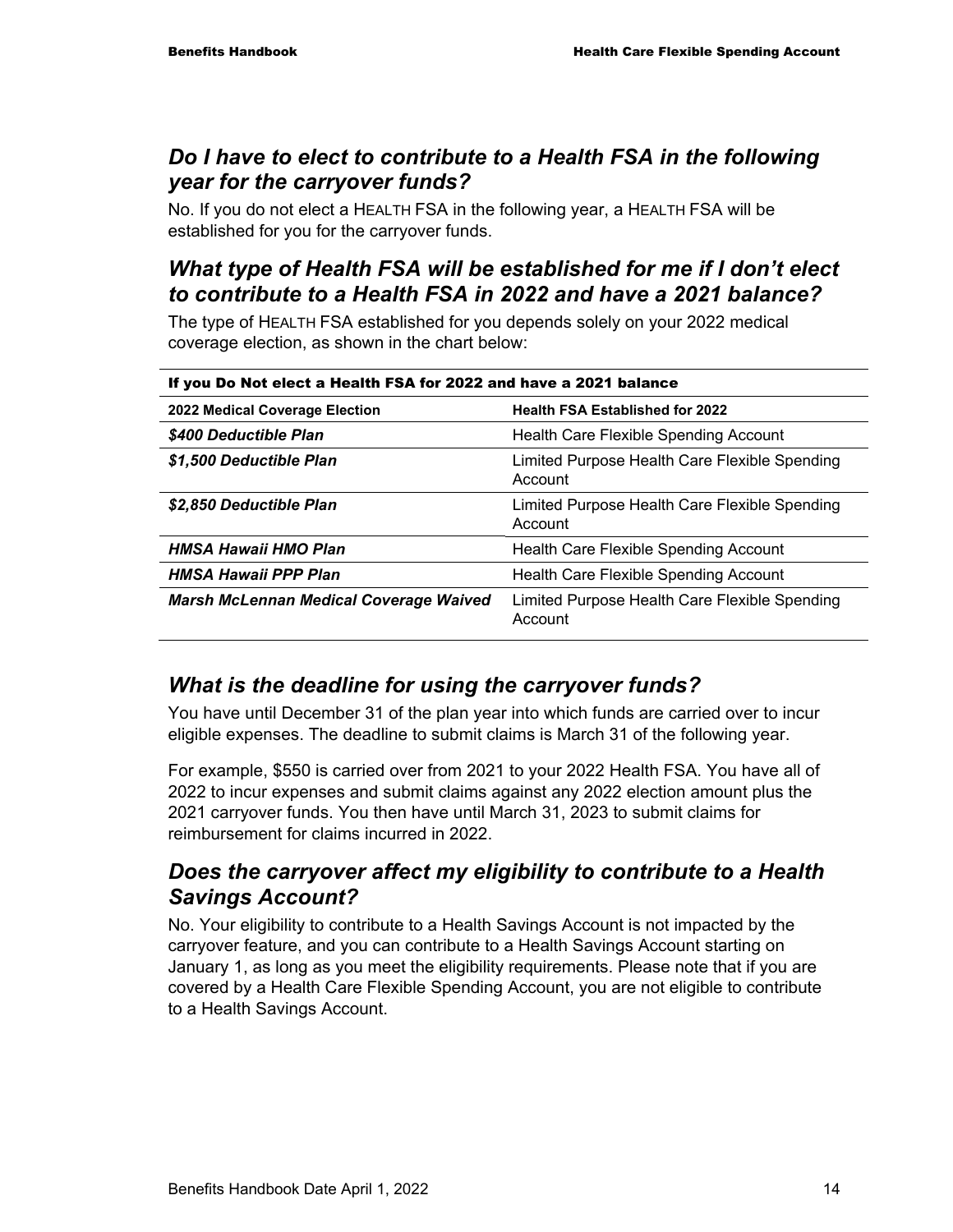## *Do I have to elect to contribute to a Health FSA in the following year for the carryover funds?*

No. If you do not elect a HEALTH FSA in the following year, a HEALTH FSA will be established for you for the carryover funds.

## *What type of Health FSA will be established for me if I don't elect to contribute to a Health FSA in 2022 and have a 2021 balance?*

The type of HEALTH FSA established for you depends solely on your 2022 medical coverage election, as shown in the chart below:

| If you Do Not elect a Health FSA for 2022 and have a 2021 balance | |
|---|---|
| **2022 Medical Coverage Election** | **Health FSA Established for 2022** |
| ***$400 Deductible Plan*** | Health Care Flexible Spending Account |
| ***$1,500 Deductible Plan*** | Limited Purpose Health Care Flexible Spending Account |
| ***$2,850 Deductible Plan*** | Limited Purpose Health Care Flexible Spending Account |
| ***HMSA Hawaii HMO Plan*** | Health Care Flexible Spending Account |
| ***HMSA Hawaii PPP Plan*** | Health Care Flexible Spending Account |
| ***Marsh McLennan Medical Coverage Waived*** | Limited Purpose Health Care Flexible Spending Account |

## *What is the deadline for using the carryover funds?*

You have until December 31 of the plan year into which funds are carried over to incur eligible expenses. The deadline to submit claims is March 31 of the following year.

For example, $550 is carried over from 2021 to your 2022 Health FSA. You have all of 2022 to incur expenses and submit claims against any 2022 election amount plus the 2021 carryover funds. You then have until March 31, 2023 to submit claims for reimbursement for claims incurred in 2022.

## *Does the carryover affect my eligibility to contribute to a Health Savings Account?*

No. Your eligibility to contribute to a Health Savings Account is not impacted by the carryover feature, and you can contribute to a Health Savings Account starting on January 1, as long as you meet the eligibility requirements. Please note that if you are covered by a Health Care Flexible Spending Account, you are not eligible to contribute to a Health Savings Account.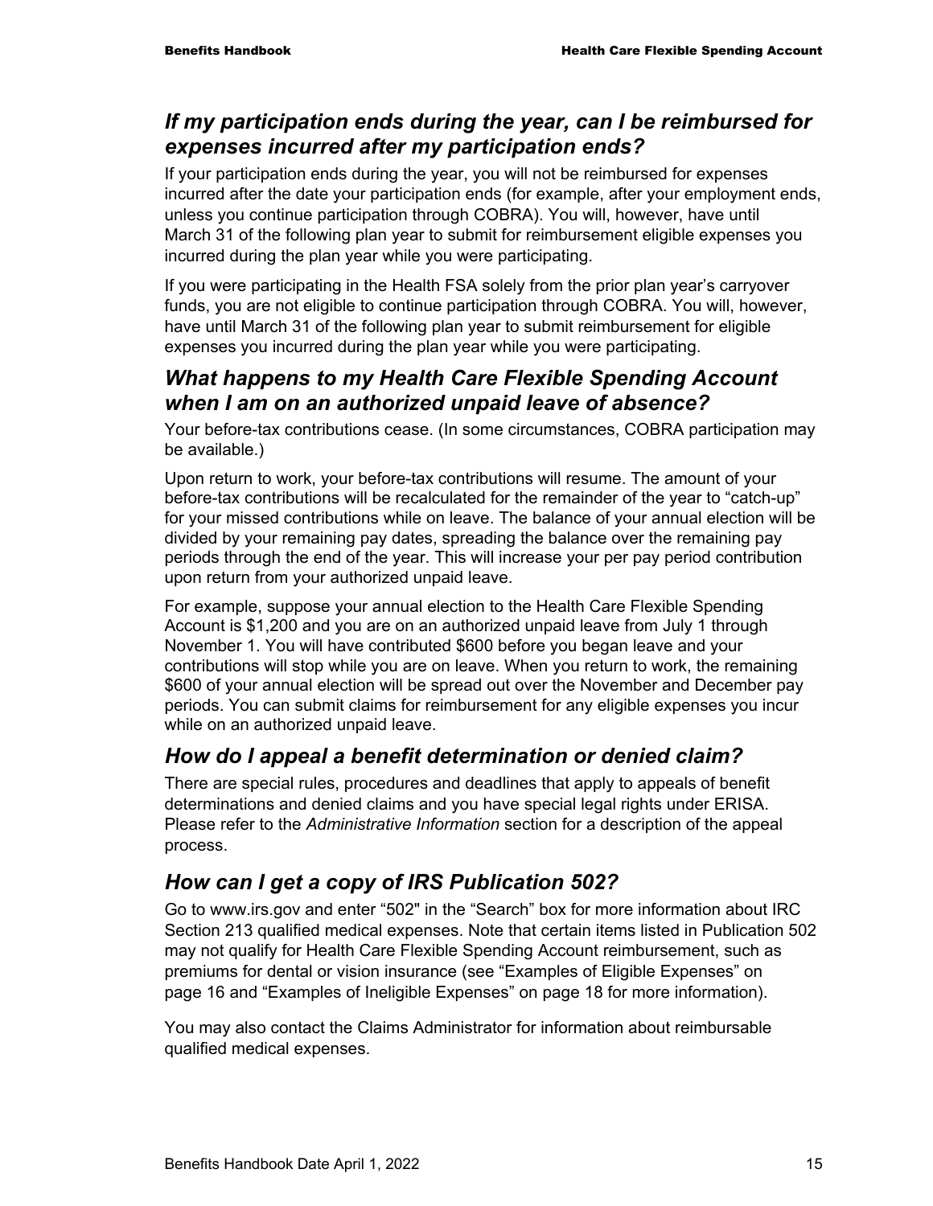## *If my participation ends during the year, can I be reimbursed for expenses incurred after my participation ends?*

If your participation ends during the year, you will not be reimbursed for expenses incurred after the date your participation ends (for example, after your employment ends, unless you continue participation through COBRA). You will, however, have until March 31 of the following plan year to submit for reimbursement eligible expenses you incurred during the plan year while you were participating.

If you were participating in the Health FSA solely from the prior plan year's carryover funds, you are not eligible to continue participation through COBRA. You will, however, have until March 31 of the following plan year to submit reimbursement for eligible expenses you incurred during the plan year while you were participating.

## *What happens to my Health Care Flexible Spending Account when I am on an authorized unpaid leave of absence?*

Your before-tax contributions cease. (In some circumstances, COBRA participation may be available.)

Upon return to work, your before-tax contributions will resume. The amount of your before-tax contributions will be recalculated for the remainder of the year to "catch-up" for your missed contributions while on leave. The balance of your annual election will be divided by your remaining pay dates, spreading the balance over the remaining pay periods through the end of the year. This will increase your per pay period contribution upon return from your authorized unpaid leave.

For example, suppose your annual election to the Health Care Flexible Spending Account is $1,200 and you are on an authorized unpaid leave from July 1 through November 1. You will have contributed $600 before you began leave and your contributions will stop while you are on leave. When you return to work, the remaining $600 of your annual election will be spread out over the November and December pay periods. You can submit claims for reimbursement for any eligible expenses you incur while on an authorized unpaid leave.

## *How do I appeal a benefit determination or denied claim?*

There are special rules, procedures and deadlines that apply to appeals of benefit determinations and denied claims and you have special legal rights under ERISA. Please refer to the *Administrative Information* section for a description of the appeal process.

## *How can I get a copy of IRS Publication 502?*

Go to www.irs.gov and enter "502" in the "Search" box for more information about IRC Section 213 qualified medical expenses. Note that certain items listed in Publication 502 may not qualify for Health Care Flexible Spending Account reimbursement, such as premiums for dental or vision insurance (see "Examples of Eligible Expenses" on page 16 and "Examples of Ineligible Expenses" on page 18 for more information).

You may also contact the Claims Administrator for information about reimbursable qualified medical expenses.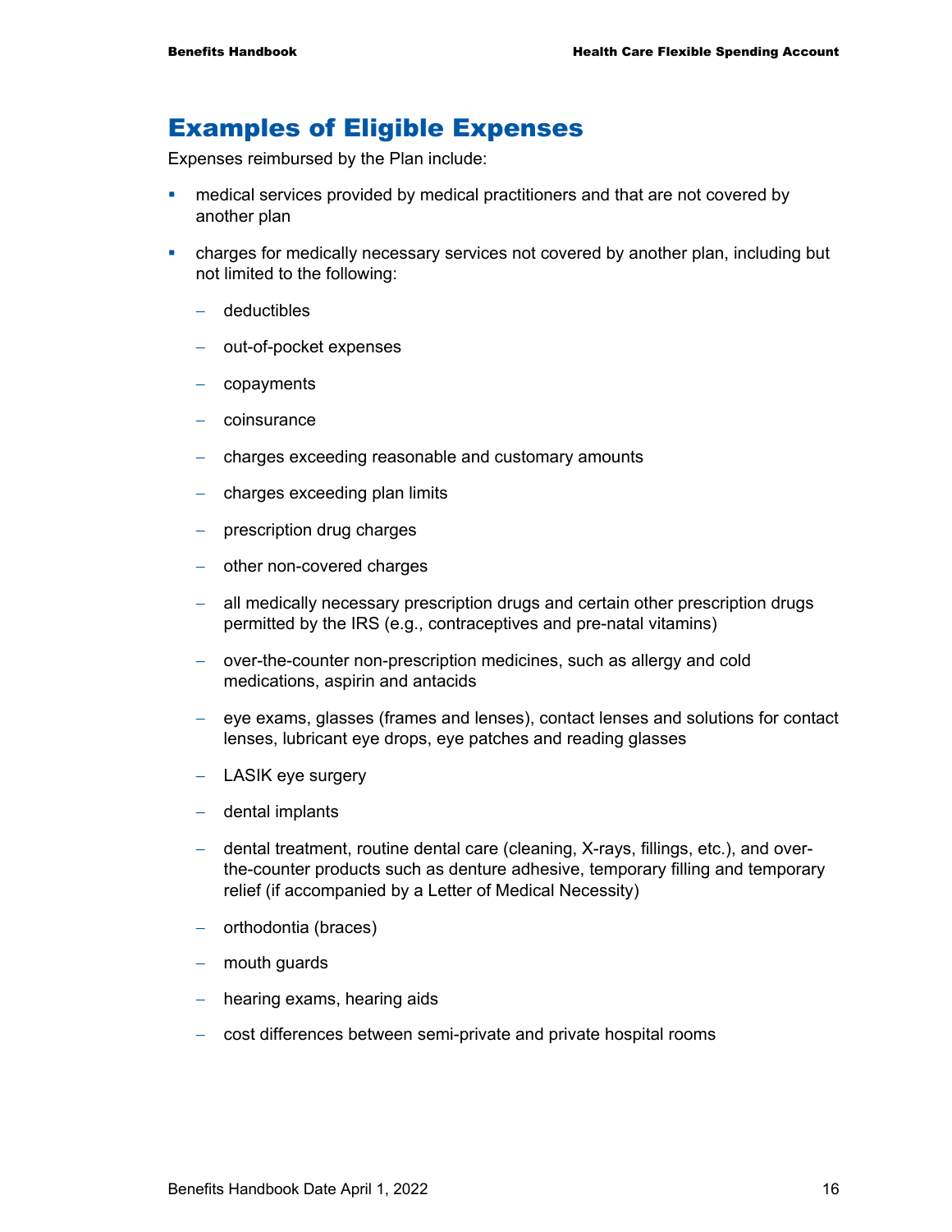## Examples of Eligible Expenses

Expenses reimbursed by the Plan include:

- medical services provided by medical practitioners and that are not covered by another plan
- charges for medically necessary services not covered by another plan, including but not limited to the following:
  - deductibles
  - out-of-pocket expenses
  - copayments
  - coinsurance
  - charges exceeding reasonable and customary amounts
  - charges exceeding plan limits
  - prescription drug charges
  - other non-covered charges
  - all medically necessary prescription drugs and certain other prescription drugs permitted by the IRS (e.g., contraceptives and pre-natal vitamins)
  - over-the-counter non-prescription medicines, such as allergy and cold medications, aspirin and antacids
  - eye exams, glasses (frames and lenses), contact lenses and solutions for contact lenses, lubricant eye drops, eye patches and reading glasses
  - LASIK eye surgery
  - dental implants
  - dental treatment, routine dental care (cleaning, X-rays, fillings, etc.), and over-the-counter products such as denture adhesive, temporary filling and temporary relief (if accompanied by a Letter of Medical Necessity)
  - orthodontia (braces)
  - mouth guards
  - hearing exams, hearing aids
  - cost differences between semi-private and private hospital rooms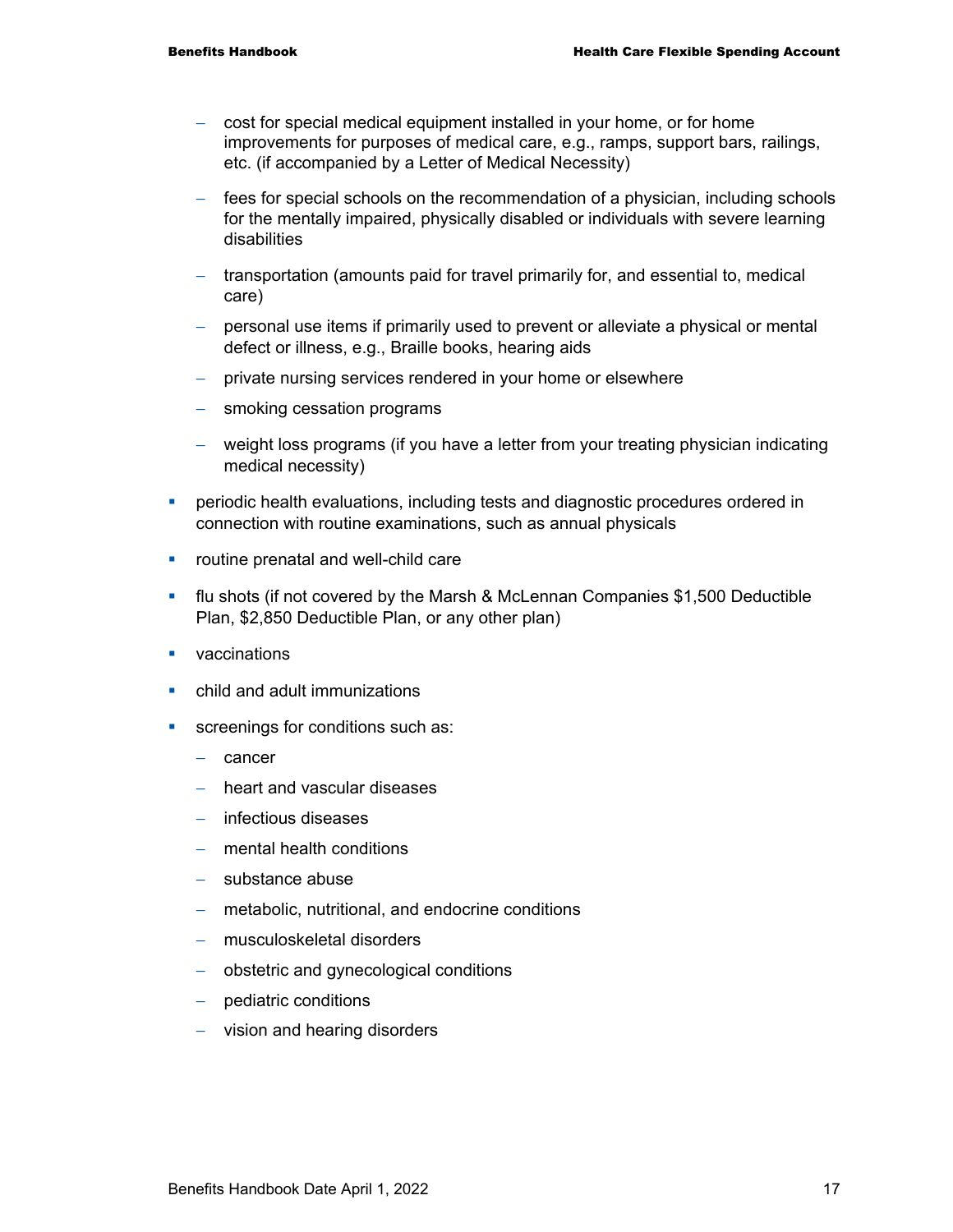- cost for special medical equipment installed in your home, or for home improvements for purposes of medical care, e.g., ramps, support bars, railings, etc. (if accompanied by a Letter of Medical Necessity)
  - fees for special schools on the recommendation of a physician, including schools for the mentally impaired, physically disabled or individuals with severe learning disabilities
  - transportation (amounts paid for travel primarily for, and essential to, medical care)
  - personal use items if primarily used to prevent or alleviate a physical or mental defect or illness, e.g., Braille books, hearing aids
  - private nursing services rendered in your home or elsewhere
  - smoking cessation programs
  - weight loss programs (if you have a letter from your treating physician indicating medical necessity)
- periodic health evaluations, including tests and diagnostic procedures ordered in connection with routine examinations, such as annual physicals
- routine prenatal and well-child care
- flu shots (if not covered by the Marsh & McLennan Companies $1,500 Deductible Plan, $2,850 Deductible Plan, or any other plan)
- vaccinations
- child and adult immunizations
- screenings for conditions such as:
  - cancer
  - heart and vascular diseases
  - infectious diseases
  - mental health conditions
  - substance abuse
  - metabolic, nutritional, and endocrine conditions
  - musculoskeletal disorders
  - obstetric and gynecological conditions
  - pediatric conditions
  - vision and hearing disorders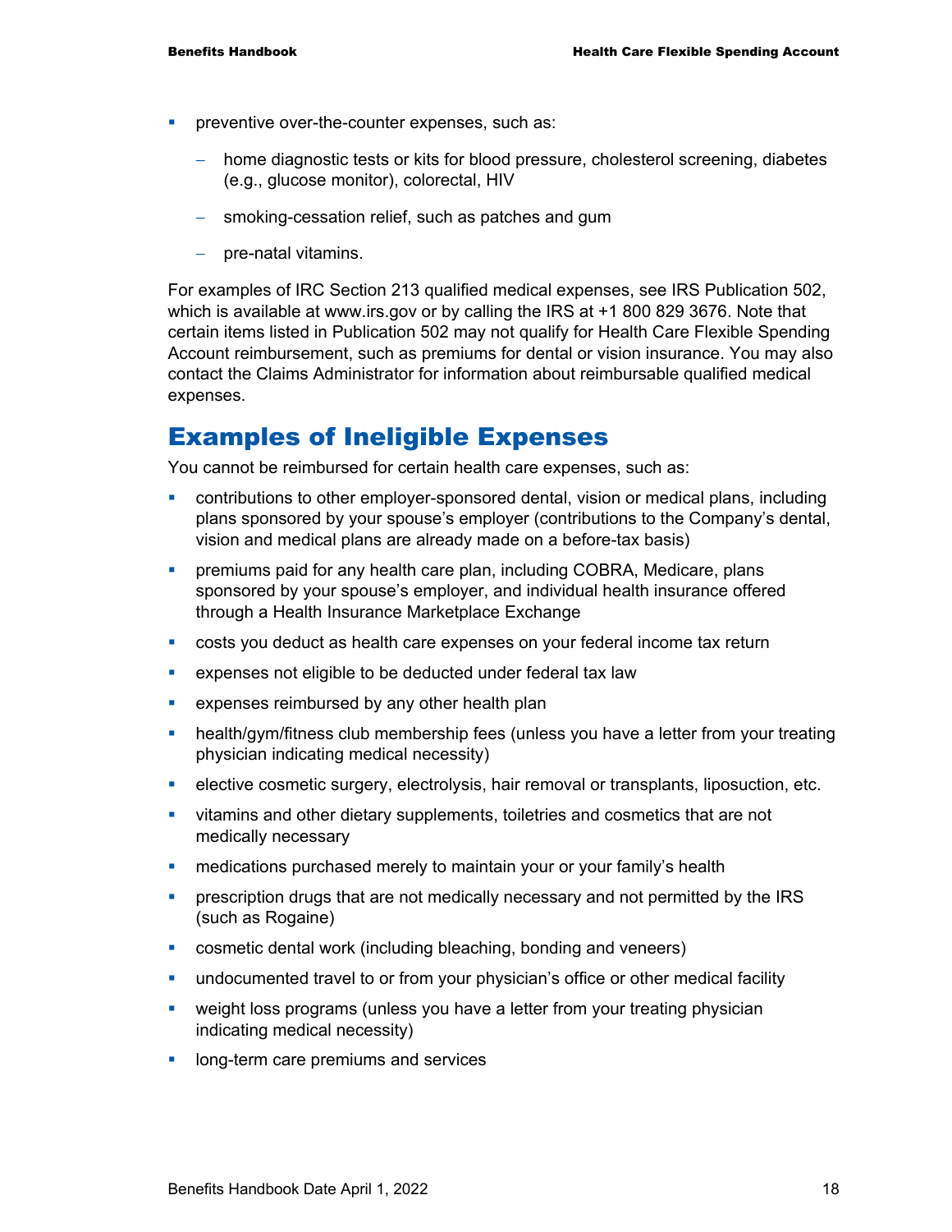- preventive over-the-counter expenses, such as:
  - home diagnostic tests or kits for blood pressure, cholesterol screening, diabetes (e.g., glucose monitor), colorectal, HIV
  - smoking-cessation relief, such as patches and gum
  - pre-natal vitamins.

For examples of IRC Section 213 qualified medical expenses, see IRS Publication 502, which is available at www.irs.gov or by calling the IRS at +1 800 829 3676. Note that certain items listed in Publication 502 may not qualify for Health Care Flexible Spending Account reimbursement, such as premiums for dental or vision insurance. You may also contact the Claims Administrator for information about reimbursable qualified medical expenses.

## Examples of Ineligible Expenses

You cannot be reimbursed for certain health care expenses, such as:

- contributions to other employer-sponsored dental, vision or medical plans, including plans sponsored by your spouse's employer (contributions to the Company's dental, vision and medical plans are already made on a before-tax basis)
- premiums paid for any health care plan, including COBRA, Medicare, plans sponsored by your spouse's employer, and individual health insurance offered through a Health Insurance Marketplace Exchange
- costs you deduct as health care expenses on your federal income tax return
- expenses not eligible to be deducted under federal tax law
- expenses reimbursed by any other health plan
- health/gym/fitness club membership fees (unless you have a letter from your treating physician indicating medical necessity)
- elective cosmetic surgery, electrolysis, hair removal or transplants, liposuction, etc.
- vitamins and other dietary supplements, toiletries and cosmetics that are not medically necessary
- medications purchased merely to maintain your or your family's health
- prescription drugs that are not medically necessary and not permitted by the IRS (such as Rogaine)
- cosmetic dental work (including bleaching, bonding and veneers)
- undocumented travel to or from your physician's office or other medical facility
- weight loss programs (unless you have a letter from your treating physician indicating medical necessity)
- long-term care premiums and services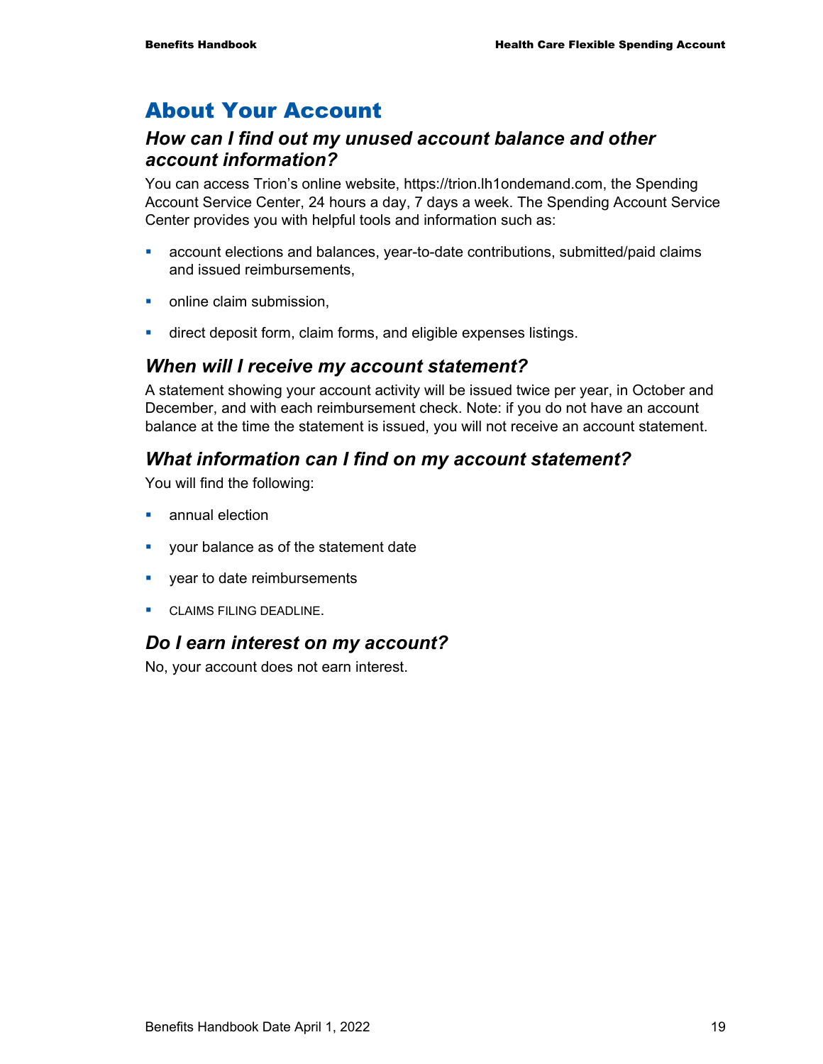# About Your Account

### *How can I find out my unused account balance and other account information?*

You can access Trion's online website, https://trion.lh1ondemand.com, the Spending Account Service Center, 24 hours a day, 7 days a week. The Spending Account Service Center provides you with helpful tools and information such as:

- account elections and balances, year-to-date contributions, submitted/paid claims and issued reimbursements,
- online claim submission,
- direct deposit form, claim forms, and eligible expenses listings.

### *When will I receive my account statement?*

A statement showing your account activity will be issued twice per year, in October and December, and with each reimbursement check. Note: if you do not have an account balance at the time the statement is issued, you will not receive an account statement.

### *What information can I find on my account statement?*

You will find the following:

- annual election
- your balance as of the statement date
- year to date reimbursements
- CLAIMS FILING DEADLINE.

### *Do I earn interest on my account?*

No, your account does not earn interest.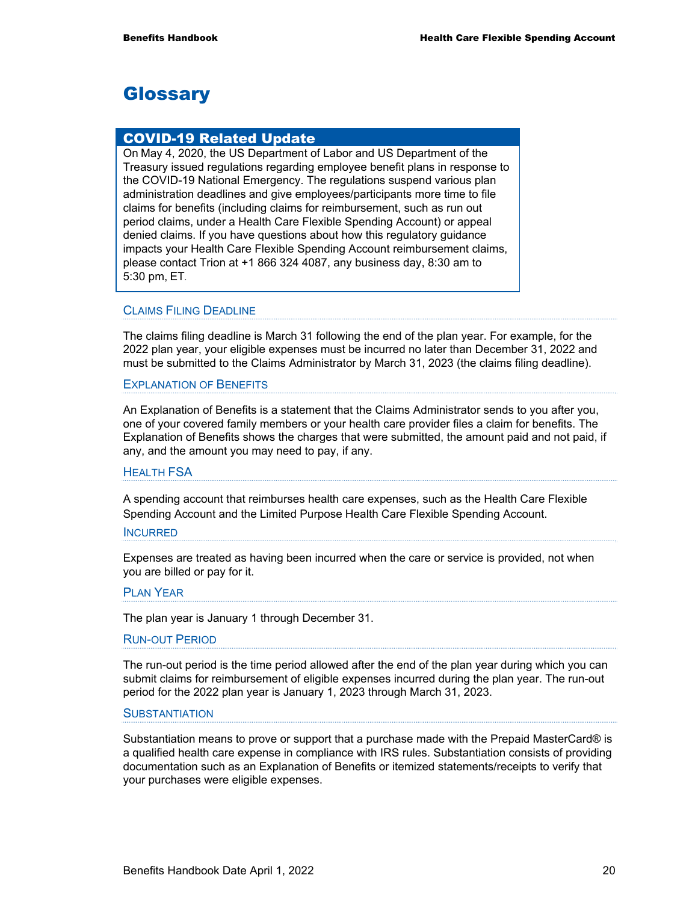# Glossary

## COVID-19 Related Update

On May 4, 2020, the US Department of Labor and US Department of the Treasury issued regulations regarding employee benefit plans in response to the COVID-19 National Emergency. The regulations suspend various plan administration deadlines and give employees/participants more time to file claims for benefits (including claims for reimbursement, such as run out period claims, under a Health Care Flexible Spending Account) or appeal denied claims. If you have questions about how this regulatory guidance impacts your Health Care Flexible Spending Account reimbursement claims, please contact Trion at +1 866 324 4087, any business day, 8:30 am to 5:30 pm, ET.

### Claims Filing Deadline

The claims filing deadline is March 31 following the end of the plan year. For example, for the 2022 plan year, your eligible expenses must be incurred no later than December 31, 2022 and must be submitted to the Claims Administrator by March 31, 2023 (the claims filing deadline).

### Explanation of Benefits

An Explanation of Benefits is a statement that the Claims Administrator sends to you after you, one of your covered family members or your health care provider files a claim for benefits. The Explanation of Benefits shows the charges that were submitted, the amount paid and not paid, if any, and the amount you may need to pay, if any.

### Health FSA

A spending account that reimburses health care expenses, such as the Health Care Flexible Spending Account and the Limited Purpose Health Care Flexible Spending Account.

### Incurred

Expenses are treated as having been incurred when the care or service is provided, not when you are billed or pay for it.

### Plan Year

The plan year is January 1 through December 31.

### Run-out Period

The run-out period is the time period allowed after the end of the plan year during which you can submit claims for reimbursement of eligible expenses incurred during the plan year. The run-out period for the 2022 plan year is January 1, 2023 through March 31, 2023.

### Substantiation

Substantiation means to prove or support that a purchase made with the Prepaid MasterCard® is a qualified health care expense in compliance with IRS rules. Substantiation consists of providing documentation such as an Explanation of Benefits or itemized statements/receipts to verify that your purchases were eligible expenses.